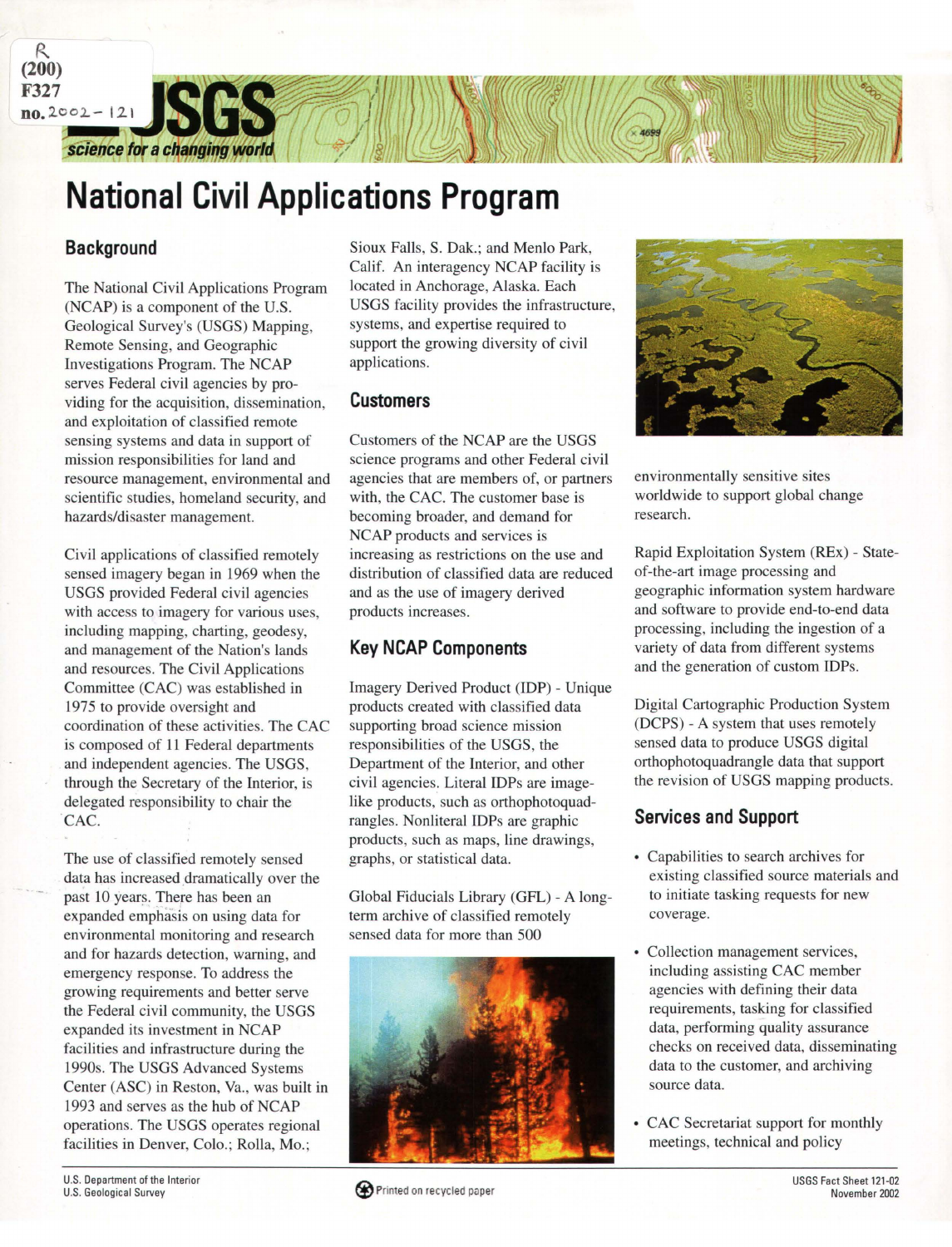# National Civil Applications Program

## Background

The National Civil Applications Program (NCAP) is a component of the U.S. Geological Survey's (USGS) Mapping, Remote Sensing, and Geographic Investigations Program. The NCAP serves Federal civil agencies by providing for the acquisition, dissemination, and exploitation of classified remote sensing systems and data in support of mission responsibilities for land and resource management, environmental and scientific studies, homeland security, and hazards/disaster management.

Civil applications of classified remotely sensed imagery began in 1969 when the USGS provided Federal civil agencies with access to imagery for various uses, including mapping, charting, geodesy, and management of the Nation's lands and resources. The Civil Applications Committee (CAC) was established in 1975 to provide oversight and coordination of these activities. The CAC is composed of 11 Federal departments and independent agencies. The USGS, through the Secretary of the Interior, is delegated responsibility to chair the CAC.

The use of classified remotely sensed data has increased dramatically over the past 10 years. There has been an expanded emphasis on using data for environmental monitoring and research and for hazards detection, warning, and emergency response. To address the growing requirements and better serve the Federal civil community, the USGS expanded its investment in NCAP facilities and infrastructure during the 1990s. The USGS Advanced Systems Center (ASC) in Reston, Va., was built in 1993 and serves as the hub of NCAP operations. The USGS operates regional facilities in Denver, Colo.; Rolla, Mo.; Sioux Falls, S. Dak.; and Menlo Park, Calif. An interagency NCAP facility is located in Anchorage, Alaska. Each USGS facility provides the infrastructure, systems, and expertise required to support the growing diversity of civil applications.

## Customers

Customers of the NCAP are the USGS science programs and other Federal civil agencies that are members of, or partners with, the CAC. The customer base is becoming broader, and demand for NCAP products and services is increasing as restrictions on the use and distribution of classified data are reduced and as the use of imagery derived products increases.

## Key NCAP Components

Imagery Derived Product (IDP) - Unique products created with classified data supporting broad science mission responsibilities of the USGS, the Department of the Interior, and other civil agencies. Literal IDPs are image-like products, such as orthophotoquadrangles. Nonliteral IDPs are graphic products, such as maps, line drawings, graphs, or statistical data.

Global Fiducials Library (GFL) - A long-term archive of classified remotely sensed data for more than 500 environmentally sensitive sites worldwide to support global change research.

Rapid Exploitation System (REx) - State-of-the-art image processing and geographic information system hardware and software to provide end-to-end data processing, including the ingestion of a variety of data from different systems and the generation of custom IDPs.

Digital Cartographic Production System (DCPS) - A system that uses remotely sensed data to produce USGS digital orthophotoquadrangle data that support the revision of USGS mapping products.

## Services and Support

- Capabilities to search archives for existing classified source materials and to initiate tasking requests for new coverage.
- Collection management services, including assisting CAC member agencies with defining their data requirements, tasking for classified data, performing quality assurance checks on received data, disseminating data to the customer, and archiving source data.
- CAC Secretariat support for monthly meetings, technical and policy

U.S. Department of the Interior
U.S. Geological Survey

Printed on recycled paper

USGS Fact Sheet 121-02
November 2002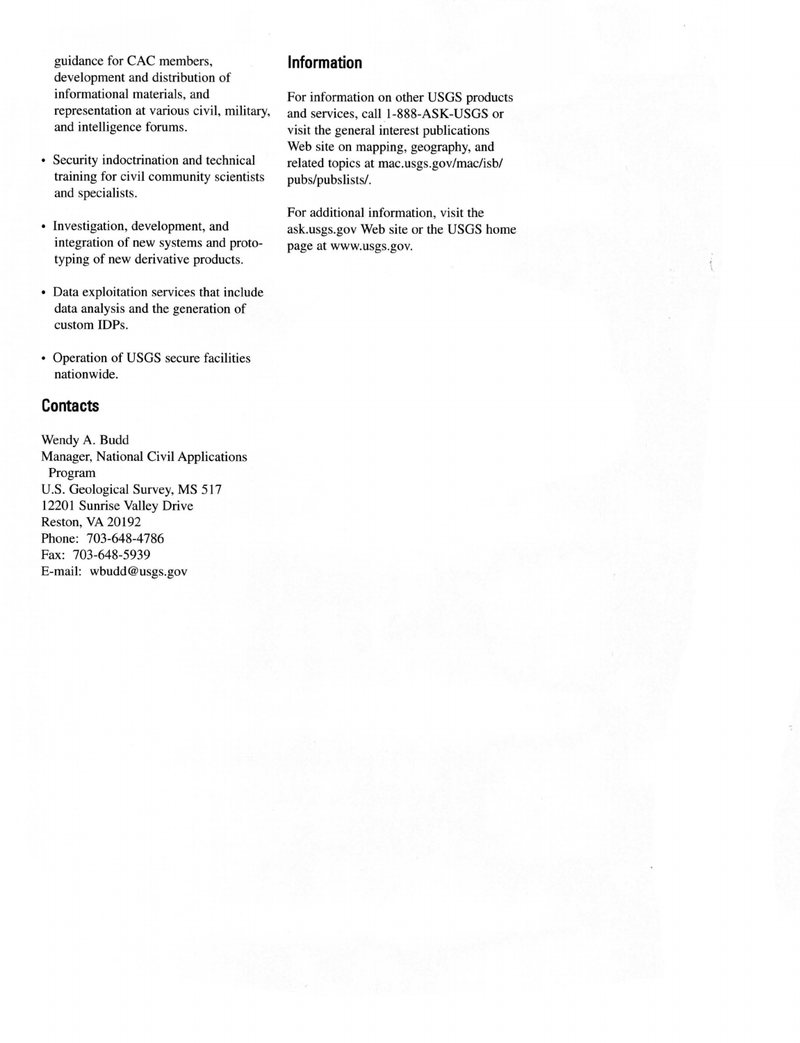guidance for CAC members, development and distribution of informational materials, and representation at various civil, military, and intelligence forums.

- Security indoctrination and technical training for civil community scientists and specialists.

- Investigation, development, and integration of new systems and prototyping of new derivative products.

- Data exploitation services that include data analysis and the generation of custom IDPs.

- Operation of USGS secure facilities nationwide.

## Contacts

Wendy A. Budd
Manager, National Civil Applications Program
U.S. Geological Survey, MS 517
12201 Sunrise Valley Drive
Reston, VA 20192
Phone: 703-648-4786
Fax: 703-648-5939
E-mail: wbudd@usgs.gov

## Information

For information on other USGS products and services, call 1-888-ASK-USGS or visit the general interest publications Web site on mapping, geography, and related topics at mac.usgs.gov/mac/isb/pubs/pubslists/.

For additional information, visit the ask.usgs.gov Web site or the USGS home page at www.usgs.gov.